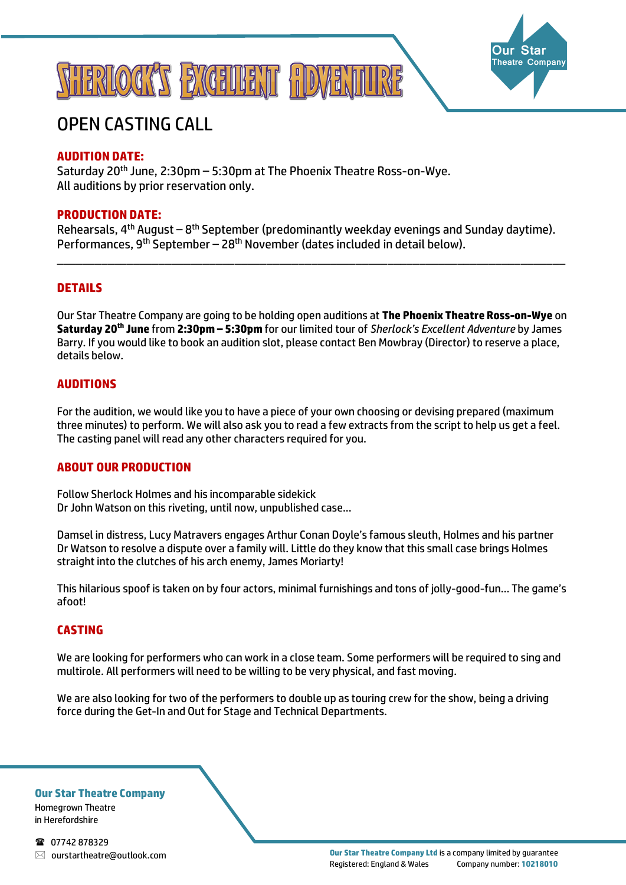# SHERLOCK'S EXCELLENT ADVENTURE

Our Star Theatre Company

## OPEN CASTING CALL

**AUDITION DATE:**
Saturday 20th June, 2:30pm – 5:30pm at The Phoenix Theatre Ross-on-Wye.
All auditions by prior reservation only.

**PRODUCTION DATE:**
Rehearsals, 4th August – 8th September (predominantly weekday evenings and Sunday daytime).
Performances, 9th September – 28th November (dates included in detail below).

---

### DETAILS

Our Star Theatre Company are going to be holding open auditions at **The Phoenix Theatre Ross-on-Wye** on **Saturday 20th June** from **2:30pm – 5:30pm** for our limited tour of *Sherlock's Excellent Adventure* by James Barry. If you would like to book an audition slot, please contact Ben Mowbray (Director) to reserve a place, details below.

### AUDITIONS

For the audition, we would like you to have a piece of your own choosing or devising prepared (maximum three minutes) to perform. We will also ask you to read a few extracts from the script to help us get a feel. The casting panel will read any other characters required for you.

### ABOUT OUR PRODUCTION

Follow Sherlock Holmes and his incomparable sidekick
Dr John Watson on this riveting, until now, unpublished case…

Damsel in distress, Lucy Matravers engages Arthur Conan Doyle's famous sleuth, Holmes and his partner Dr Watson to resolve a dispute over a family will. Little do they know that this small case brings Holmes straight into the clutches of his arch enemy, James Moriarty!

This hilarious spoof is taken on by four actors, minimal furnishings and tons of jolly-good-fun… The game's afoot!

### CASTING

We are looking for performers who can work in a close team. Some performers will be required to sing and multirole. All performers will need to be willing to be very physical, and fast moving.

We are also looking for two of the performers to double up as touring crew for the show, being a driving force during the Get-In and Out for Stage and Technical Departments.

**Our Star Theatre Company**
Homegrown Theatre
in Herefordshire

☎ 07742 878329
✉ ourstartheatre@outlook.com

**Our Star Theatre Company Ltd** is a company limited by guarantee
Registered: England & Wales Company number: **10218010**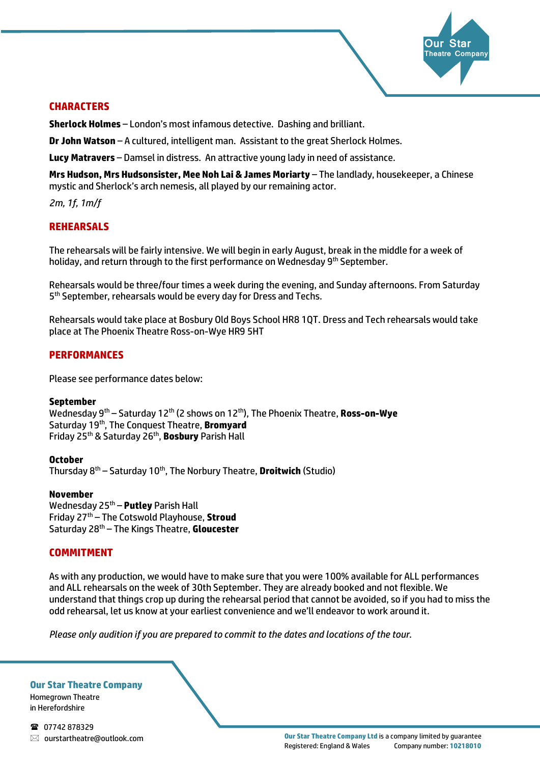## CHARACTERS

**Sherlock Holmes** – London's most infamous detective. Dashing and brilliant.

**Dr John Watson** – A cultured, intelligent man. Assistant to the great Sherlock Holmes.

**Lucy Matravers** – Damsel in distress. An attractive young lady in need of assistance.

**Mrs Hudson, Mrs Hudsonsister, Mee Noh Lai & James Moriarty** – The landlady, housekeeper, a Chinese mystic and Sherlock's arch nemesis, all played by our remaining actor.

*2m, 1f, 1m/f*

## REHEARSALS

The rehearsals will be fairly intensive. We will begin in early August, break in the middle for a week of holiday, and return through to the first performance on Wednesday 9th September.

Rehearsals would be three/four times a week during the evening, and Sunday afternoons. From Saturday 5th September, rehearsals would be every day for Dress and Techs.

Rehearsals would take place at Bosbury Old Boys School HR8 1QT. Dress and Tech rehearsals would take place at The Phoenix Theatre Ross-on-Wye HR9 5HT

## PERFORMANCES

Please see performance dates below:

**September**
Wednesday 9th – Saturday 12th (2 shows on 12th), The Phoenix Theatre, **Ross-on-Wye**
Saturday 19th, The Conquest Theatre, **Bromyard**
Friday 25th & Saturday 26th, **Bosbury** Parish Hall

**October**
Thursday 8th – Saturday 10th, The Norbury Theatre, **Droitwich** (Studio)

**November**
Wednesday 25th – **Putley** Parish Hall
Friday 27th – The Cotswold Playhouse, **Stroud**
Saturday 28th – The Kings Theatre, **Gloucester**

## COMMITMENT

As with any production, we would have to make sure that you were 100% available for ALL performances and ALL rehearsals on the week of 30th September. They are already booked and not flexible. We understand that things crop up during the rehearsal period that cannot be avoided, so if you had to miss the odd rehearsal, let us know at your earliest convenience and we'll endeavor to work around it.

*Please only audition if you are prepared to commit to the dates and locations of the tour.*

**Our Star Theatre Company**
Homegrown Theatre
in Herefordshire

☎ 07742 878329
✉ ourstartheatre@outlook.com

**Our Star Theatre Company Ltd** is a company limited by guarantee
Registered: England & Wales Company number: **10218010**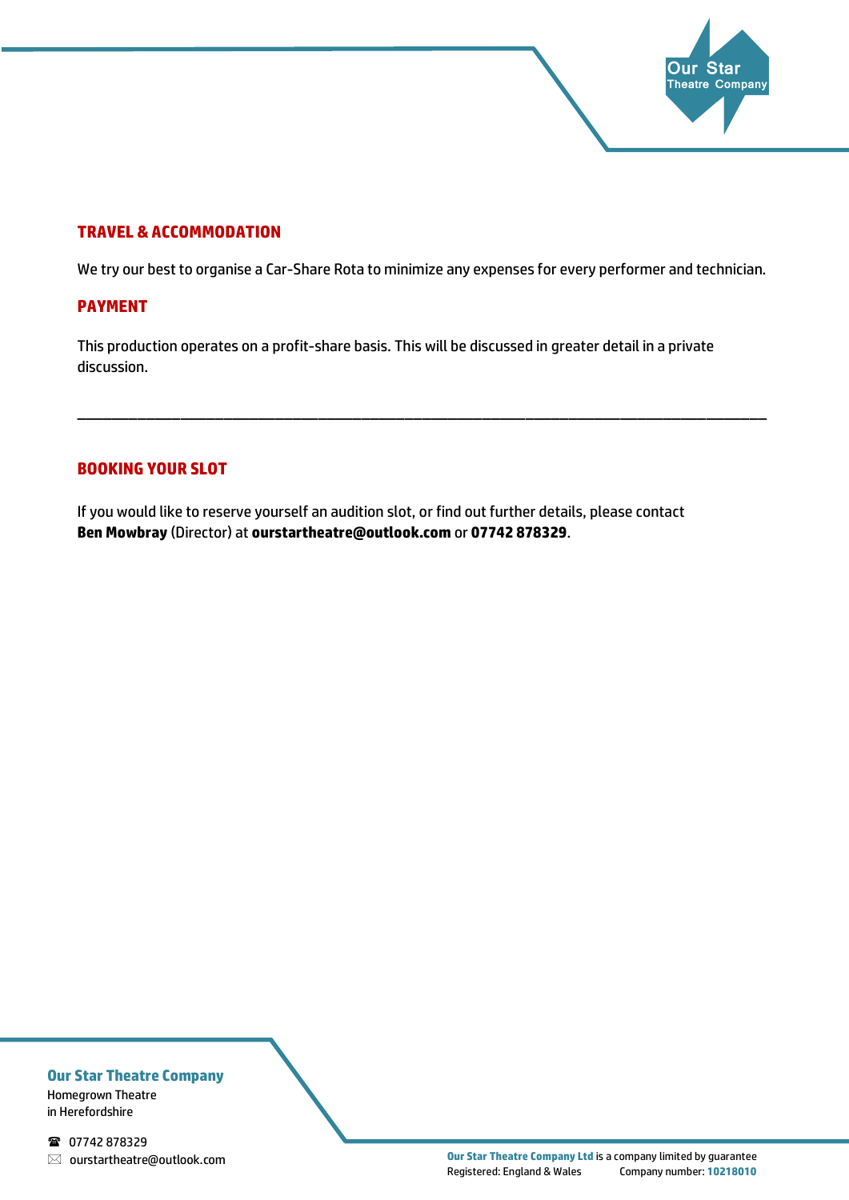## TRAVEL & ACCOMMODATION

We try our best to organise a Car-Share Rota to minimize any expenses for every performer and technician.

## PAYMENT

This production operates on a profit-share basis. This will be discussed in greater detail in a private discussion.

---

## BOOKING YOUR SLOT

If you would like to reserve yourself an audition slot, or find out further details, please contact **Ben Mowbray** (Director) at **ourstartheatre@outlook.com** or **07742 878329**.